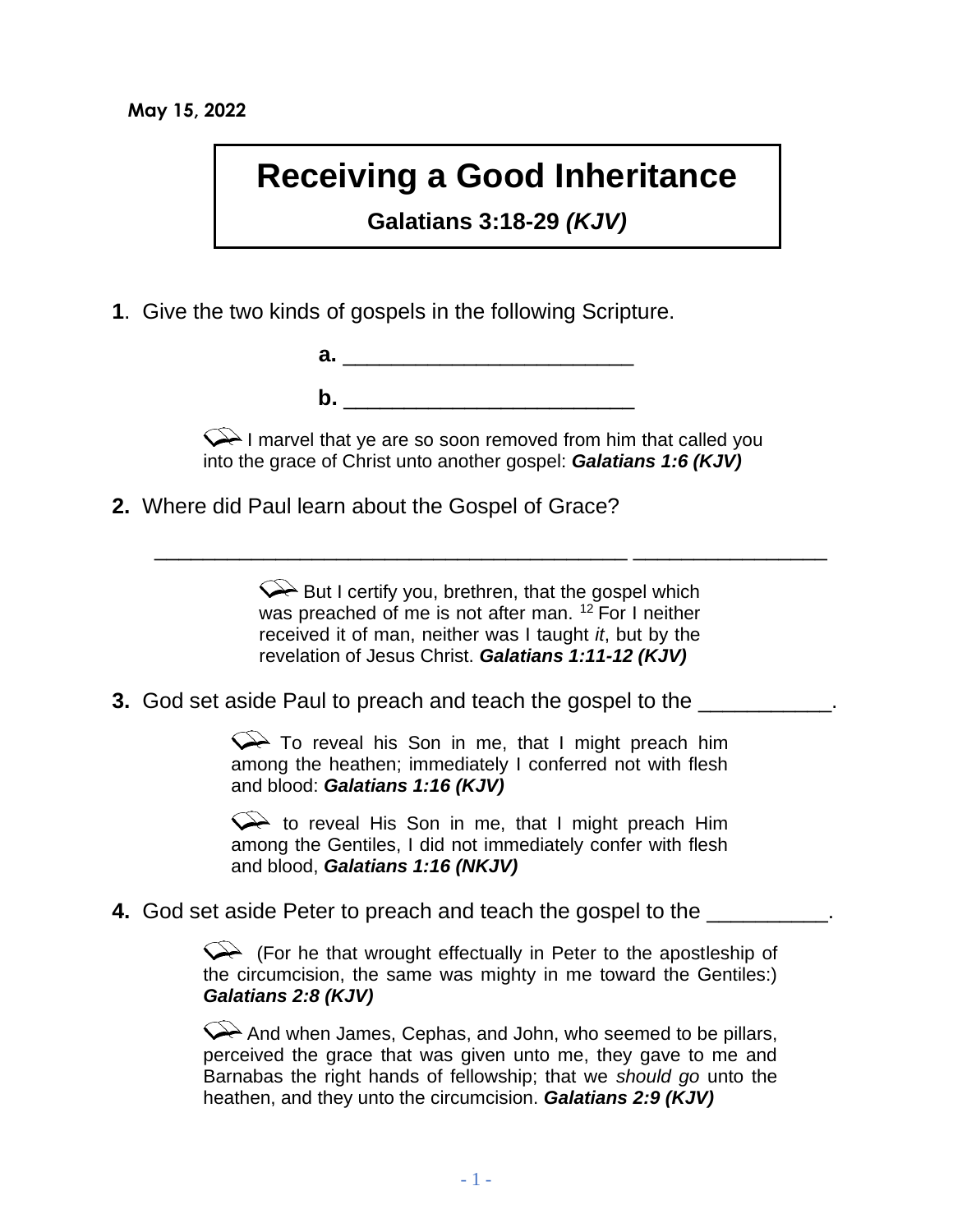May 15, 2022

# Receiving a Good Inheritance

**Galatians 3:18-29 *(KJV)***

**1**. Give the two kinds of gospels in the following Scripture.

**a.** ________________________

**b.** ________________________

I marvel that ye are so soon removed from him that called you into the grace of Christ unto another gospel: ***Galatians 1:6 (KJV)***

**2.** Where did Paul learn about the Gospel of Grace?

_______________________________________ ________________

But I certify you, brethren, that the gospel which was preached of me is not after man. [12] For I neither received it of man, neither was I taught *it*, but by the revelation of Jesus Christ. ***Galatians 1:11-12 (KJV)***

**3.** God set aside Paul to preach and teach the gospel to the ___________.

To reveal his Son in me, that I might preach him among the heathen; immediately I conferred not with flesh and blood: ***Galatians 1:16 (KJV)***

to reveal His Son in me, that I might preach Him among the Gentiles, I did not immediately confer with flesh and blood, ***Galatians 1:16 (NKJV)***

**4.** God set aside Peter to preach and teach the gospel to the __________.

(For he that wrought effectually in Peter to the apostleship of the circumcision, the same was mighty in me toward the Gentiles:) ***Galatians 2:8 (KJV)***

And when James, Cephas, and John, who seemed to be pillars, perceived the grace that was given unto me, they gave to me and Barnabas the right hands of fellowship; that we *should go* unto the heathen, and they unto the circumcision. ***Galatians 2:9 (KJV)***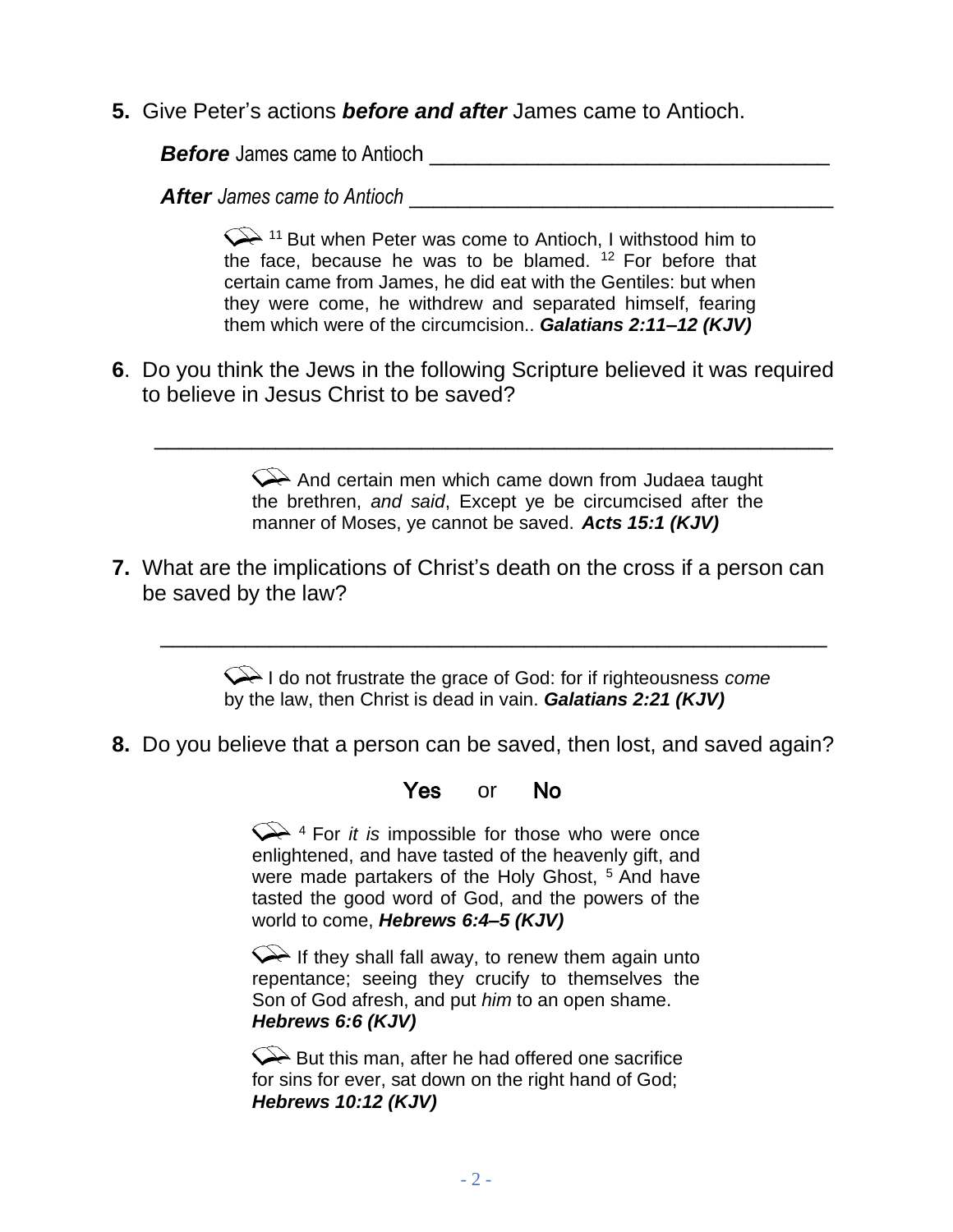**5.** Give Peter's actions ***before and after*** James came to Antioch.

***Before*** James came to Antioch ___________________________________

***After*** *James came to Antioch* ____________________________________

> [11] But when Peter was come to Antioch, I withstood him to the face, because he was to be blamed. [12] For before that certain came from James, he did eat with the Gentiles: but when they were come, he withdrew and separated himself, fearing them which were of the circumcision.. ***Galatians 2:11–12 (KJV)***

**6**. Do you think the Jews in the following Scripture believed it was required to believe in Jesus Christ to be saved?

___________________________________________________________

> And certain men which came down from Judaea taught the brethren, *and said*, Except ye be circumcised after the manner of Moses, ye cannot be saved. ***Acts 15:1 (KJV)***

**7.** What are the implications of Christ's death on the cross if a person can be saved by the law?

___________________________________________________________

> I do not frustrate the grace of God: for if righteousness *come* by the law, then Christ is dead in vain. ***Galatians 2:21 (KJV)***

**8.** Do you believe that a person can be saved, then lost, and saved again?

**Yes** or **No**

> [4] For *it is* impossible for those who were once enlightened, and have tasted of the heavenly gift, and were made partakers of the Holy Ghost, [5] And have tasted the good word of God, and the powers of the world to come, ***Hebrews 6:4–5 (KJV)***

> If they shall fall away, to renew them again unto repentance; seeing they crucify to themselves the Son of God afresh, and put *him* to an open shame. ***Hebrews 6:6 (KJV)***

> But this man, after he had offered one sacrifice for sins for ever, sat down on the right hand of God; ***Hebrews 10:12 (KJV)***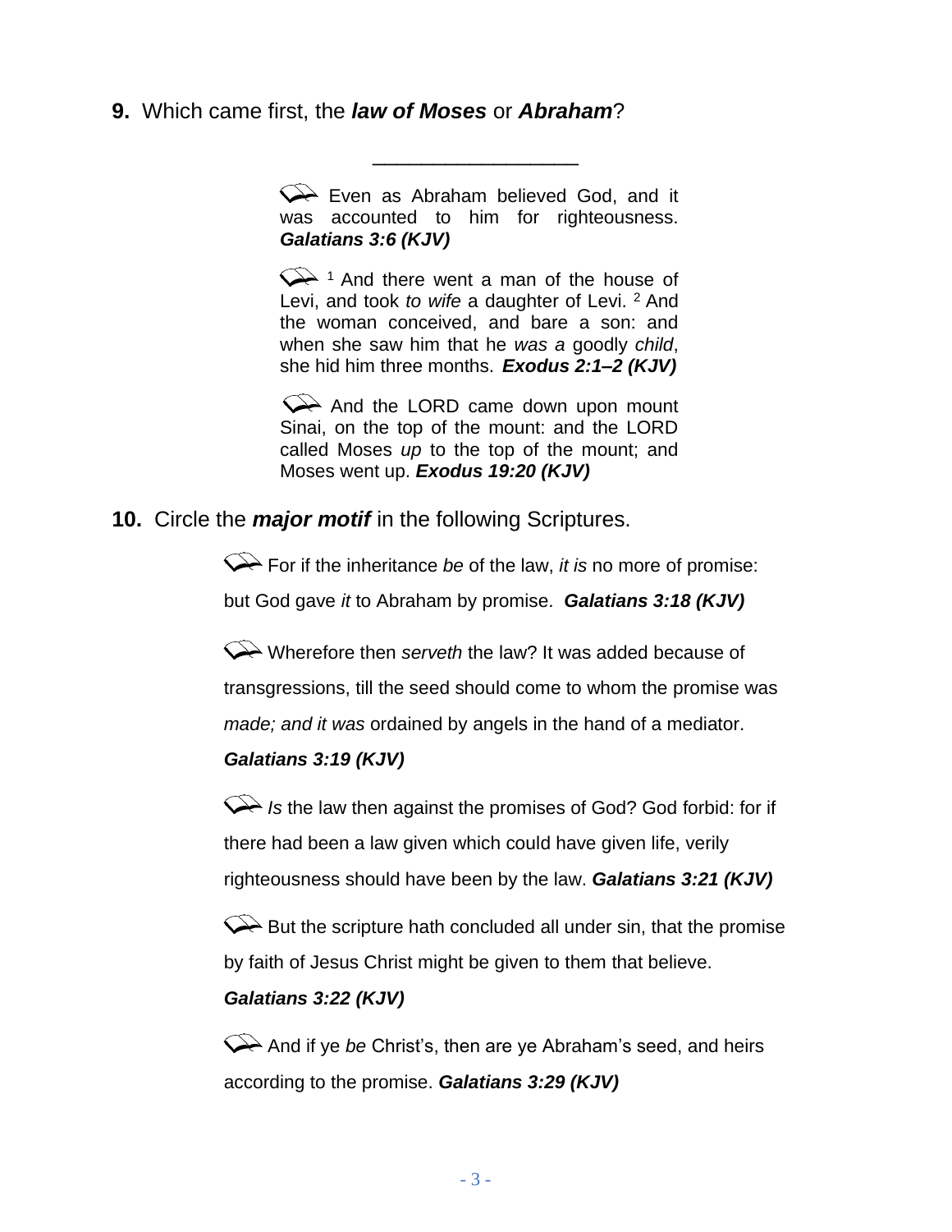**9.** Which came first, the ***law of Moses*** or ***Abraham***?

_________________

Even as Abraham believed God, and it was accounted to him for righteousness. ***Galatians 3:6 (KJV)***

[1] And there went a man of the house of Levi, and took *to wife* a daughter of Levi. [2] And the woman conceived, and bare a son: and when she saw him that he *was a* goodly *child*, she hid him three months. ***Exodus 2:1–2 (KJV)***

And the LORD came down upon mount Sinai, on the top of the mount: and the LORD called Moses *up* to the top of the mount; and Moses went up. ***Exodus 19:20 (KJV)***

**10.** Circle the ***major motif*** in the following Scriptures.

For if the inheritance *be* of the law, *it is* no more of promise: but God gave *it* to Abraham by promise. ***Galatians 3:18 (KJV)***

Wherefore then *serveth* the law? It was added because of transgressions, till the seed should come to whom the promise was *made; and it was* ordained by angels in the hand of a mediator. ***Galatians 3:19 (KJV)***

*Is* the law then against the promises of God? God forbid: for if there had been a law given which could have given life, verily righteousness should have been by the law. ***Galatians 3:21 (KJV)***

But the scripture hath concluded all under sin, that the promise by faith of Jesus Christ might be given to them that believe. ***Galatians 3:22 (KJV)***

And if ye *be* Christ's, then are ye Abraham's seed, and heirs according to the promise. ***Galatians 3:29 (KJV)***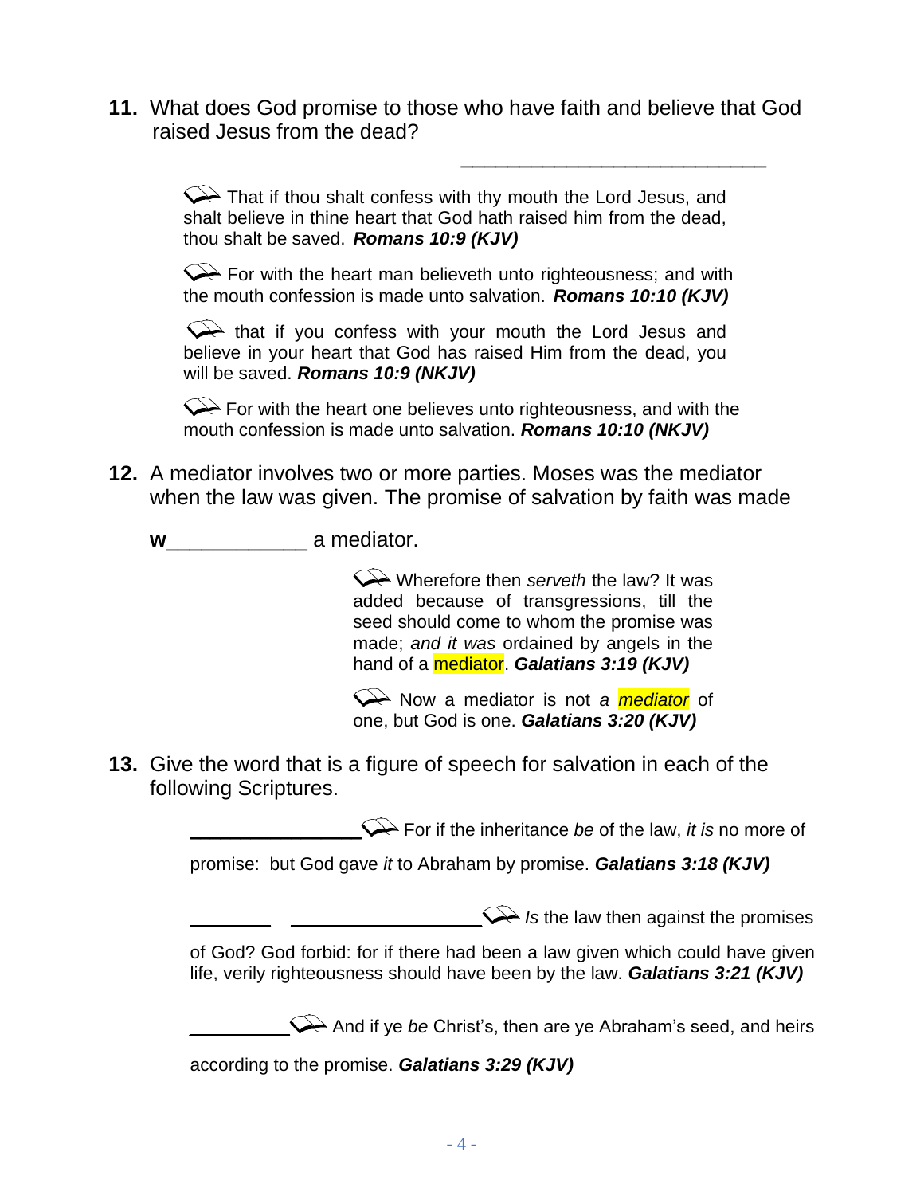**11.** What does God promise to those who have faith and believe that God raised Jesus from the dead?

___________________________

That if thou shalt confess with thy mouth the Lord Jesus, and shalt believe in thine heart that God hath raised him from the dead, thou shalt be saved. ***Romans 10:9 (KJV)***

For with the heart man believeth unto righteousness; and with the mouth confession is made unto salvation. ***Romans 10:10 (KJV)***

that if you confess with your mouth the Lord Jesus and believe in your heart that God has raised Him from the dead, you will be saved. ***Romans 10:9 (NKJV)***

For with the heart one believes unto righteousness, and with the mouth confession is made unto salvation. ***Romans 10:10 (NKJV)***

**12.** A mediator involves two or more parties. Moses was the mediator when the law was given. The promise of salvation by faith was made

**w**____________ a mediator.

Wherefore then *serveth* the law? It was added because of transgressions, till the seed should come to whom the promise was made; *and it was* ordained by angels in the hand of a mediator. ***Galatians 3:19 (KJV)***

Now a mediator is not *a mediator* of one, but God is one. ***Galatians 3:20 (KJV)***

**13.** Give the word that is a figure of speech for salvation in each of the following Scriptures.

_______________ For if the inheritance *be* of the law, *it is* no more of promise: but God gave *it* to Abraham by promise. ***Galatians 3:18 (KJV)***

_______ _________________ *Is* the law then against the promises of God? God forbid: for if there had been a law given which could have given life, verily righteousness should have been by the law. ***Galatians 3:21 (KJV)***

_________ And if ye *be* Christ's, then are ye Abraham's seed, and heirs according to the promise. ***Galatians 3:29 (KJV)***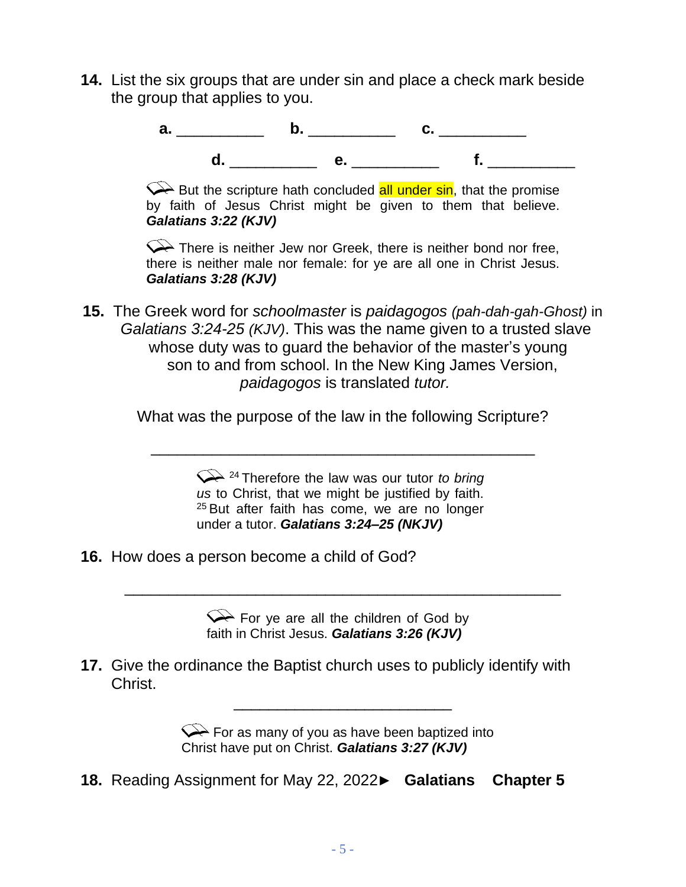**14.** List the six groups that are under sin and place a check mark beside the group that applies to you.

**a.** __________ **b.** __________ **c.** __________

**d.** __________ **e.** __________ **f.** __________

But the scripture hath concluded all under sin, that the promise by faith of Jesus Christ might be given to them that believe. ***Galatians 3:22 (KJV)***

There is neither Jew nor Greek, there is neither bond nor free, there is neither male nor female: for ye are all one in Christ Jesus. ***Galatians 3:28 (KJV)***

**15.** The Greek word for *schoolmaster* is *paidagogos (pah-dah-gah-Ghost)* in *Galatians 3:24-25 (KJV)*. This was the name given to a trusted slave whose duty was to guard the behavior of the master's young son to and from school. In the New King James Version, *paidagogos* is translated *tutor.*

What was the purpose of the law in the following Scripture?

____________________________________________

[24] Therefore the law was our tutor *to bring us* to Christ, that we might be justified by faith. [25] But after faith has come, we are no longer under a tutor. ***Galatians 3:24–25 (NKJV)***

**16.** How does a person become a child of God?

____________________________________________

For ye are all the children of God by faith in Christ Jesus. ***Galatians 3:26 (KJV)***

**17.** Give the ordinance the Baptist church uses to publicly identify with Christ.

_________________________

For as many of you as have been baptized into Christ have put on Christ. ***Galatians 3:27 (KJV)***

**18.** Reading Assignment for May 22, 2022► **Galatians Chapter 5**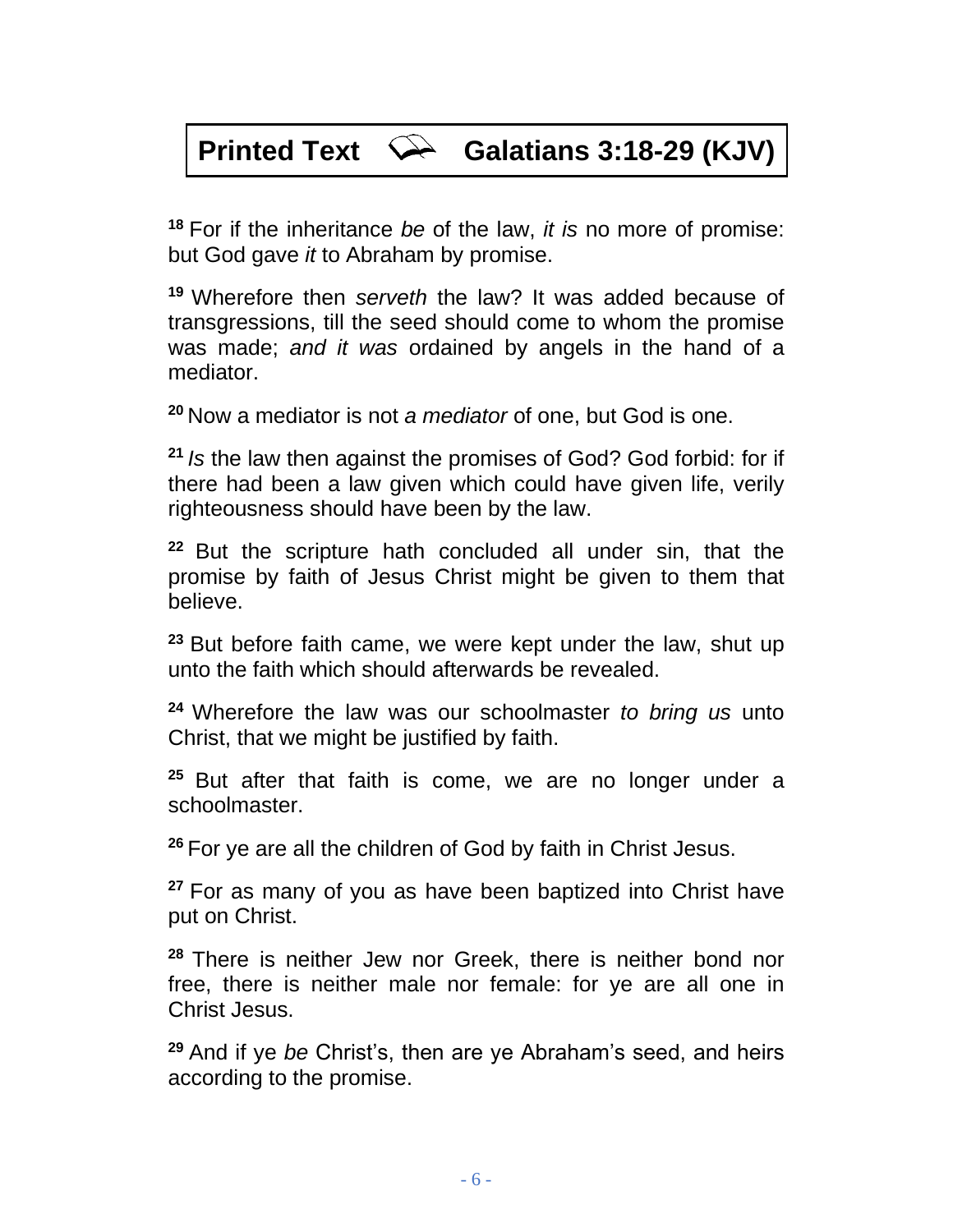## Printed Text Galatians 3:18-29 (KJV)

[18] For if the inheritance *be* of the law, *it is* no more of promise: but God gave *it* to Abraham by promise.

[19] Wherefore then *serveth* the law? It was added because of transgressions, till the seed should come to whom the promise was made; *and it was* ordained by angels in the hand of a mediator.

[20] Now a mediator is not *a mediator* of one, but God is one.

[21] *Is* the law then against the promises of God? God forbid: for if there had been a law given which could have given life, verily righteousness should have been by the law.

[22] But the scripture hath concluded all under sin, that the promise by faith of Jesus Christ might be given to them that believe.

[23] But before faith came, we were kept under the law, shut up unto the faith which should afterwards be revealed.

[24] Wherefore the law was our schoolmaster *to bring us* unto Christ, that we might be justified by faith.

[25] But after that faith is come, we are no longer under a schoolmaster.

[26] For ye are all the children of God by faith in Christ Jesus.

[27] For as many of you as have been baptized into Christ have put on Christ.

[28] There is neither Jew nor Greek, there is neither bond nor free, there is neither male nor female: for ye are all one in Christ Jesus.

[29] And if ye *be* Christ's, then are ye Abraham's seed, and heirs according to the promise.